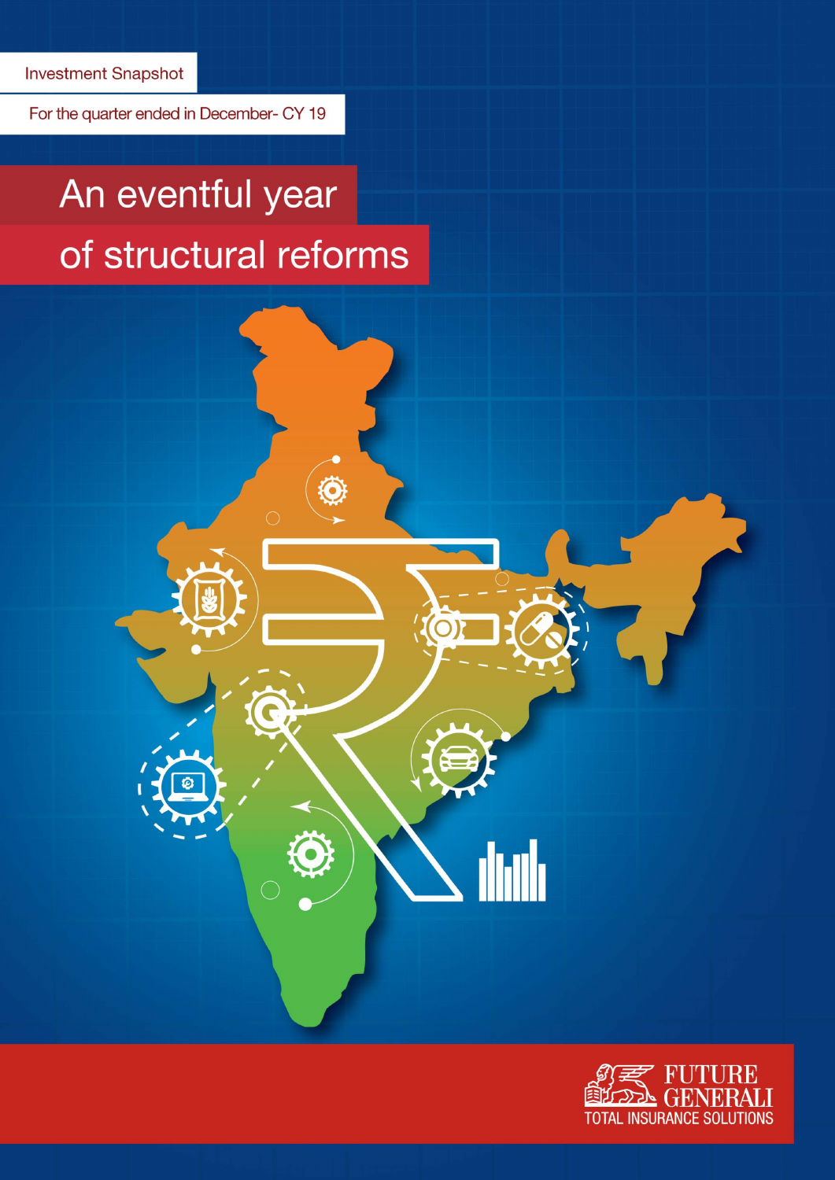Investment Snapshot

For the quarter ended in December- CY 19

# An eventful year of structural reforms

FUTURE GENERALI
TOTAL INSURANCE SOLUTIONS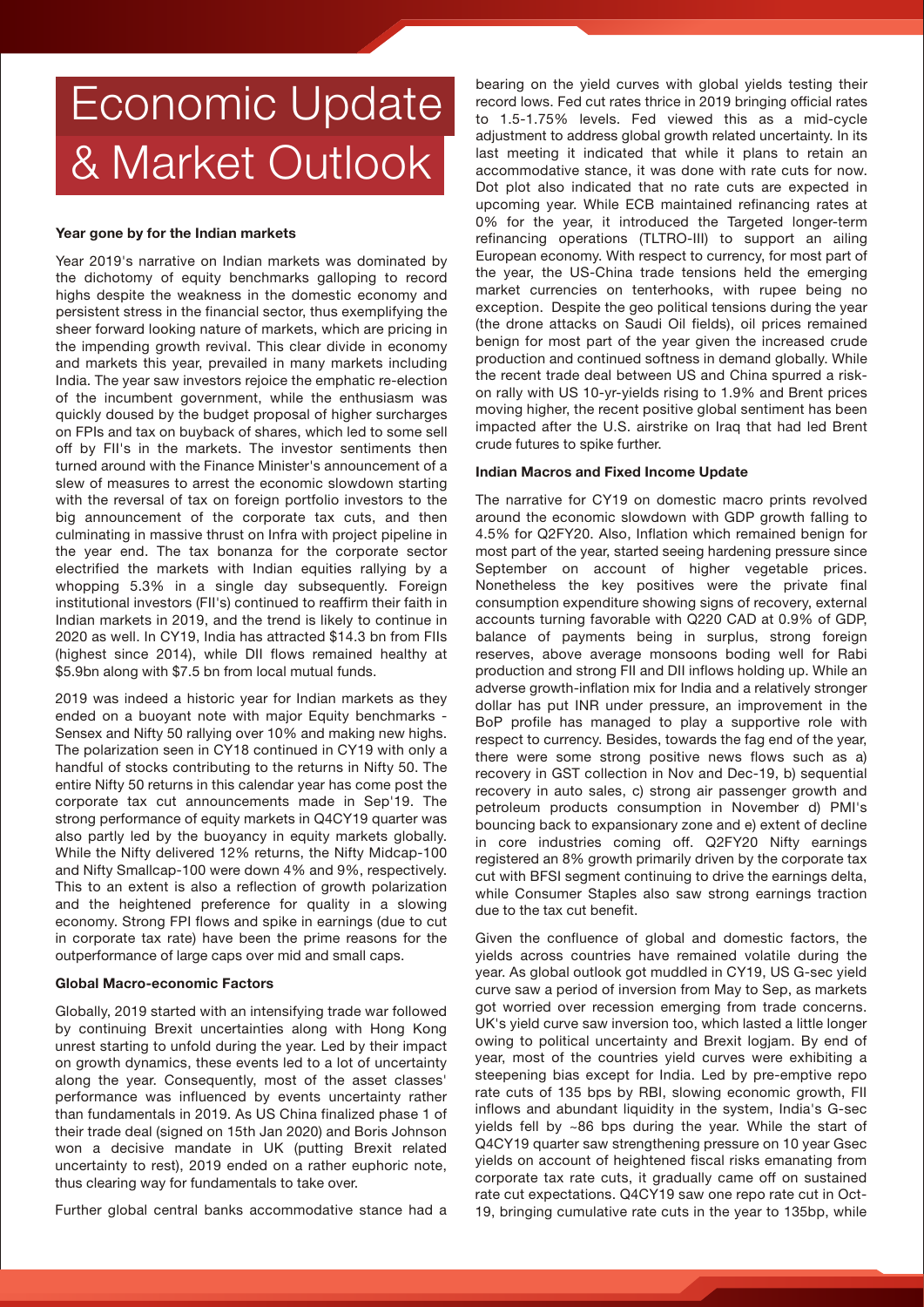# Economic Update & Market Outlook

### Year gone by for the Indian markets

Year 2019's narrative on Indian markets was dominated by the dichotomy of equity benchmarks galloping to record highs despite the weakness in the domestic economy and persistent stress in the financial sector, thus exemplifying the sheer forward looking nature of markets, which are pricing in the impending growth revival. This clear divide in economy and markets this year, prevailed in many markets including India. The year saw investors rejoice the emphatic re-election of the incumbent government, while the enthusiasm was quickly doused by the budget proposal of higher surcharges on FPIs and tax on buyback of shares, which led to some sell off by FII's in the markets. The investor sentiments then turned around with the Finance Minister's announcement of a slew of measures to arrest the economic slowdown starting with the reversal of tax on foreign portfolio investors to the big announcement of the corporate tax cuts, and then culminating in massive thrust on Infra with project pipeline in the year end. The tax bonanza for the corporate sector electrified the markets with Indian equities rallying by a whopping 5.3% in a single day subsequently. Foreign institutional investors (FII's) continued to reaffirm their faith in Indian markets in 2019, and the trend is likely to continue in 2020 as well. In CY19, India has attracted $14.3 bn from FIIs (highest since 2014), while DII flows remained healthy at $5.9bn along with $7.5 bn from local mutual funds.

2019 was indeed a historic year for Indian markets as they ended on a buoyant note with major Equity benchmarks - Sensex and Nifty 50 rallying over 10% and making new highs. The polarization seen in CY18 continued in CY19 with only a handful of stocks contributing to the returns in Nifty 50. The entire Nifty 50 returns in this calendar year has come post the corporate tax cut announcements made in Sep'19. The strong performance of equity markets in Q4CY19 quarter was also partly led by the buoyancy in equity markets globally. While the Nifty delivered 12% returns, the Nifty Midcap-100 and Nifty Smallcap-100 were down 4% and 9%, respectively. This to an extent is also a reflection of growth polarization and the heightened preference for quality in a slowing economy. Strong FPI flows and spike in earnings (due to cut in corporate tax rate) have been the prime reasons for the outperformance of large caps over mid and small caps.

### Global Macro-economic Factors

Globally, 2019 started with an intensifying trade war followed by continuing Brexit uncertainties along with Hong Kong unrest starting to unfold during the year. Led by their impact on growth dynamics, these events led to a lot of uncertainty along the year. Consequently, most of the asset classes' performance was influenced by events uncertainty rather than fundamentals in 2019. As US China finalized phase 1 of their trade deal (signed on 15th Jan 2020) and Boris Johnson won a decisive mandate in UK (putting Brexit related uncertainty to rest), 2019 ended on a rather euphoric note, thus clearing way for fundamentals to take over.

Further global central banks accommodative stance had a bearing on the yield curves with global yields testing their record lows. Fed cut rates thrice in 2019 bringing official rates to 1.5-1.75% levels. Fed viewed this as a mid-cycle adjustment to address global growth related uncertainty. In its last meeting it indicated that while it plans to retain an accommodative stance, it was done with rate cuts for now. Dot plot also indicated that no rate cuts are expected in upcoming year. While ECB maintained refinancing rates at 0% for the year, it introduced the Targeted longer-term refinancing operations (TLTRO-III) to support an ailing European economy. With respect to currency, for most part of the year, the US-China trade tensions held the emerging market currencies on tenterhooks, with rupee being no exception. Despite the geo political tensions during the year (the drone attacks on Saudi Oil fields), oil prices remained benign for most part of the year given the increased crude production and continued softness in demand globally. While the recent trade deal between US and China spurred a risk-on rally with US 10-yr-yields rising to 1.9% and Brent prices moving higher, the recent positive global sentiment has been impacted after the U.S. airstrike on Iraq that had led Brent crude futures to spike further.

### Indian Macros and Fixed Income Update

The narrative for CY19 on domestic macro prints revolved around the economic slowdown with GDP growth falling to 4.5% for Q2FY20. Also, Inflation which remained benign for most part of the year, started seeing hardening pressure since September on account of higher vegetable prices. Nonetheless the key positives were the private final consumption expenditure showing signs of recovery, external accounts turning favorable with Q220 CAD at 0.9% of GDP, balance of payments being in surplus, strong foreign reserves, above average monsoons boding well for Rabi production and strong FII and DII inflows holding up. While an adverse growth-inflation mix for India and a relatively stronger dollar has put INR under pressure, an improvement in the BoP profile has managed to play a supportive role with respect to currency. Besides, towards the fag end of the year, there were some strong positive news flows such as a) recovery in GST collection in Nov and Dec-19, b) sequential recovery in auto sales, c) strong air passenger growth and petroleum products consumption in November d) PMI's bouncing back to expansionary zone and e) extent of decline in core industries coming off. Q2FY20 Nifty earnings registered an 8% growth primarily driven by the corporate tax cut with BFSI segment continuing to drive the earnings delta, while Consumer Staples also saw strong earnings traction due to the tax cut benefit.

Given the confluence of global and domestic factors, the yields across countries have remained volatile during the year. As global outlook got muddled in CY19, US G-sec yield curve saw a period of inversion from May to Sep, as markets got worried over recession emerging from trade concerns. UK's yield curve saw inversion too, which lasted a little longer owing to political uncertainty and Brexit logjam. By end of year, most of the countries yield curves were exhibiting a steepening bias except for India. Led by pre-emptive repo rate cuts of 135 bps by RBI, slowing economic growth, FII inflows and abundant liquidity in the system, India's G-sec yields fell by ~86 bps during the year. While the start of Q4CY19 quarter saw strengthening pressure on 10 year Gsec yields on account of heightened fiscal risks emanating from corporate tax rate cuts, it gradually came off on sustained rate cut expectations. Q4CY19 saw one repo rate cut in Oct-19, bringing cumulative rate cuts in the year to 135bp, while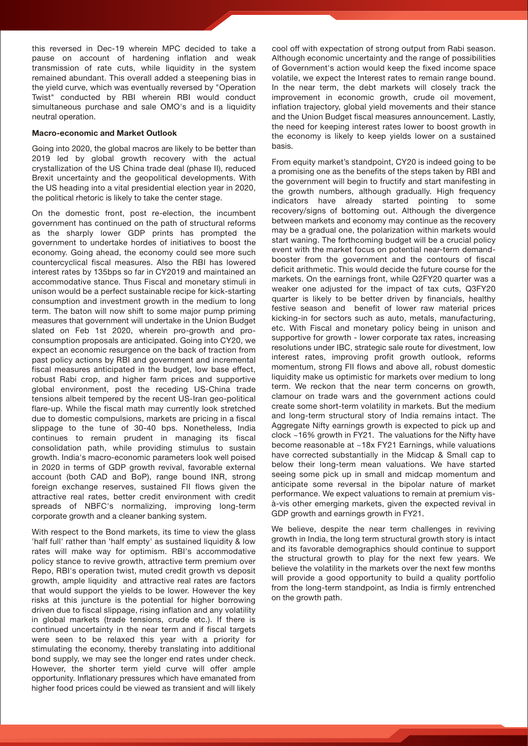this reversed in Dec-19 wherein MPC decided to take a pause on account of hardening inflation and weak transmission of rate cuts, while liquidity in the system remained abundant. This overall added a steepening bias in the yield curve, which was eventually reversed by "Operation Twist" conducted by RBI wherein RBI would conduct simultaneous purchase and sale OMO's and is a liquidity neutral operation.

**Macro-economic and Market Outlook**

Going into 2020, the global macros are likely to be better than 2019 led by global growth recovery with the actual crystallization of the US China trade deal (phase II), reduced Brexit uncertainty and the geopolitical developments. With the US heading into a vital presidential election year in 2020, the political rhetoric is likely to take the center stage.

On the domestic front, post re-election, the incumbent government has continued on the path of structural reforms as the sharply lower GDP prints has prompted the government to undertake hordes of initiatives to boost the economy. Going ahead, the economy could see more such countercyclical fiscal measures. Also the RBI has lowered interest rates by 135bps so far in CY2019 and maintained an accommodative stance. Thus Fiscal and monetary stimuli in unison would be a perfect sustainable recipe for kick-starting consumption and investment growth in the medium to long term. The baton will now shift to some major pump priming measures that government will undertake in the Union Budget slated on Feb 1st 2020, wherein pro-growth and pro-consumption proposals are anticipated. Going into CY20, we expect an economic resurgence on the back of traction from past policy actions by RBI and government and incremental fiscal measures anticipated in the budget, low base effect, robust Rabi crop, and higher farm prices and supportive global environment, post the receding US-China trade tensions albeit tempered by the recent US-Iran geo-political flare-up. While the fiscal math may currently look stretched due to domestic compulsions, markets are pricing in a fiscal slippage to the tune of 30-40 bps. Nonetheless, India continues to remain prudent in managing its fiscal consolidation path, while providing stimulus to sustain growth. India's macro-economic parameters look well poised in 2020 in terms of GDP growth revival, favorable external account (both CAD and BoP), range bound INR, strong foreign exchange reserves, sustained FII flows given the attractive real rates, better credit environment with credit spreads of NBFC's normalizing, improving long-term corporate growth and a cleaner banking system.

With respect to the Bond markets, its time to view the glass 'half full' rather than 'half empty' as sustained liquidity & low rates will make way for optimism. RBI's accommodative policy stance to revive growth, attractive term premium over Repo, RBI's operation twist, muted credit growth vs deposit growth, ample liquidity and attractive real rates are factors that would support the yields to be lower. However the key risks at this juncture is the potential for higher borrowing driven due to fiscal slippage, rising inflation and any volatility in global markets (trade tensions, crude etc.). If there is continued uncertainty in the near term and if fiscal targets were seen to be relaxed this year with a priority for stimulating the economy, thereby translating into additional bond supply, we may see the longer end rates under check. However, the shorter term yield curve will offer ample opportunity. Inflationary pressures which have emanated from higher food prices could be viewed as transient and will likely cool off with expectation of strong output from Rabi season. Although economic uncertainty and the range of possibilities of Government's action would keep the fixed income space volatile, we expect the Interest rates to remain range bound. In the near term, the debt markets will closely track the improvement in economic growth, crude oil movement, inflation trajectory, global yield movements and their stance and the Union Budget fiscal measures announcement. Lastly, the need for keeping interest rates lower to boost growth in the economy is likely to keep yields lower on a sustained basis.

From equity market's standpoint, CY20 is indeed going to be a promising one as the benefits of the steps taken by RBI and the government will begin to fructify and start manifesting in the growth numbers, although gradually. High frequency indicators have already started pointing to some recovery/signs of bottoming out. Although the divergence between markets and economy may continue as the recovery may be a gradual one, the polarization within markets would start waning. The forthcoming budget will be a crucial policy event with the market focus on potential near-term demand-booster from the government and the contours of fiscal deficit arithmetic. This would decide the future course for the markets. On the earnings front, while Q2FY20 quarter was a weaker one adjusted for the impact of tax cuts, Q3FY20 quarter is likely to be better driven by financials, healthy festive season and benefit of lower raw material prices kicking-in for sectors such as auto, metals, manufacturing, etc. With Fiscal and monetary policy being in unison and supportive for growth - lower corporate tax rates, increasing resolutions under IBC, strategic sale route for divestment, low interest rates, improving profit growth outlook, reforms momentum, strong FII flows and above all, robust domestic liquidity make us optimistic for markets over medium to long term. We reckon that the near term concerns on growth, clamour on trade wars and the government actions could create some short-term volatility in markets. But the medium and long-term structural story of India remains intact. The Aggregate Nifty earnings growth is expected to pick up and clock ~16% growth in FY21. The valuations for the Nifty have become reasonable at ~18x FY21 Earnings, while valuations have corrected substantially in the Midcap & Small cap to below their long-term mean valuations. We have started seeing some pick up in small and midcap momentum and anticipate some reversal in the bipolar nature of market performance. We expect valuations to remain at premium vis-à-vis other emerging markets, given the expected revival in GDP growth and earnings growth in FY21.

We believe, despite the near term challenges in reviving growth in India, the long term structural growth story is intact and its favorable demographics should continue to support the structural growth to play for the next few years. We believe the volatility in the markets over the next few months will provide a good opportunity to build a quality portfolio from the long-term standpoint, as India is firmly entrenched on the growth path.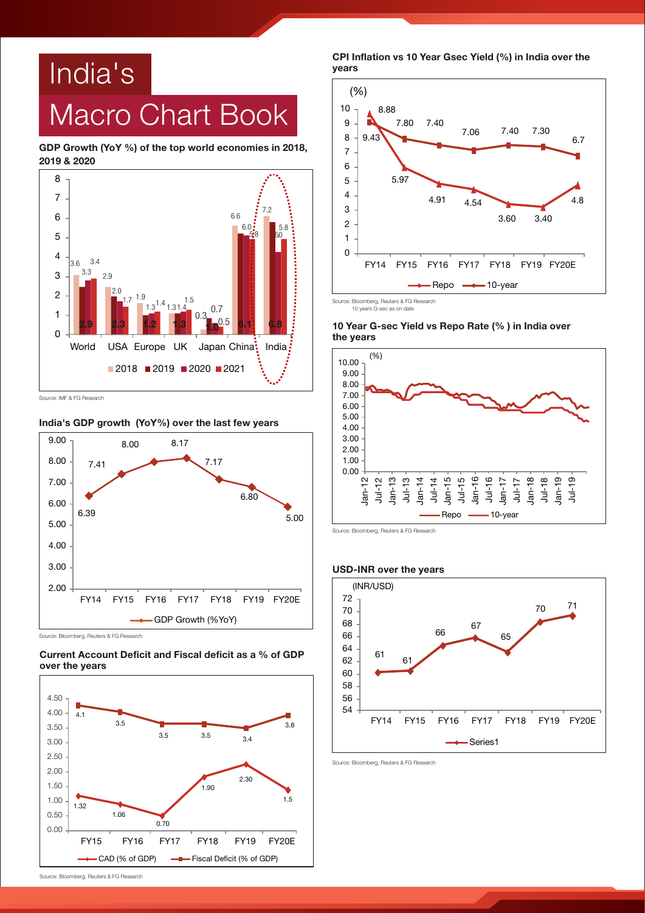# India's Macro Chart Book

**GDP Growth (YoY %) of the top world economies in 2018, 2019 & 2020**

| | 2018 | 2019 | 2020 | 2021 |
|---|---|---|---|---|
| World | 3.6 | 2.9 | 3.3 | 3.4 |
| USA | 2.9 | 2.3 | 2.0 | 1.7 |
| Europe | 1.9 | 1.2 | 1.3 | 1.4 |
| UK | 1.3 | 1.3 | 1.4 | 1.5 |
| Japan | 0.3 | 1.0 | 0.5 | 0.7 |
| China | 6.6 | 6.1 | 6.0 | 5.8 |
| India | 7.2 | 6.8 | 5.0 | 5.8 |

Source: IMF & FG Research

**India's GDP growth (YoY%) over the last few years**

| | FY14 | FY15 | FY16 | FY17 | FY18 | FY19 | FY20E |
|---|---|---|---|---|---|---|---|
| GDP Growth (%YoY) | 6.39 | 7.41 | 8.00 | 8.17 | 7.17 | 6.80 | 5.00 |

Source: Bloomberg, Reuters & FG Research

**Current Account Deficit and Fiscal deficit as a % of GDP over the years**

| | FY15 | FY16 | FY17 | FY18 | FY19 | FY20E |
|---|---|---|---|---|---|---|
| CAD (% of GDP) | 1.32 | 1.06 | 0.70 | 1.90 | 2.30 | 1.5 |
| Fiscal Deficit (% of GDP) | 4.1 | 3.5 | 3.5 | 3.5 | 3.4 | 3.8 |

Source: Bloomberg, Reuters & FG Research

**CPI Inflation vs 10 Year Gsec Yield (%) in India over the years**

| | FY14 | FY15 | FY16 | FY17 | FY18 | FY19 | FY20E |
|---|---|---|---|---|---|---|---|
| Repo | 9.43 | 5.97 | 4.91 | 4.54 | 3.60 | 3.40 | 4.8 |
| 10-year | 8.88 | 7.80 | 7.40 | 7.06 | 7.40 | 7.30 | 6.7 |

Source: Bloomberg, Reuters & FG Research
10 years G-sec as on date

**10 Year G-sec Yield vs Repo Rate (% ) in India over the years**

Series: Repo, 10-year (Jan-12 to Jul-19)

Source: Bloomberg, Reuters & FG Research

**USD-INR over the years**

| | FY14 | FY15 | FY16 | FY17 | FY18 | FY19 | FY20E |
|---|---|---|---|---|---|---|---|
| INR/USD | 61 | 61 | 66 | 67 | 65 | 70 | 71 |

Source: Bloomberg, Reuters & FG Research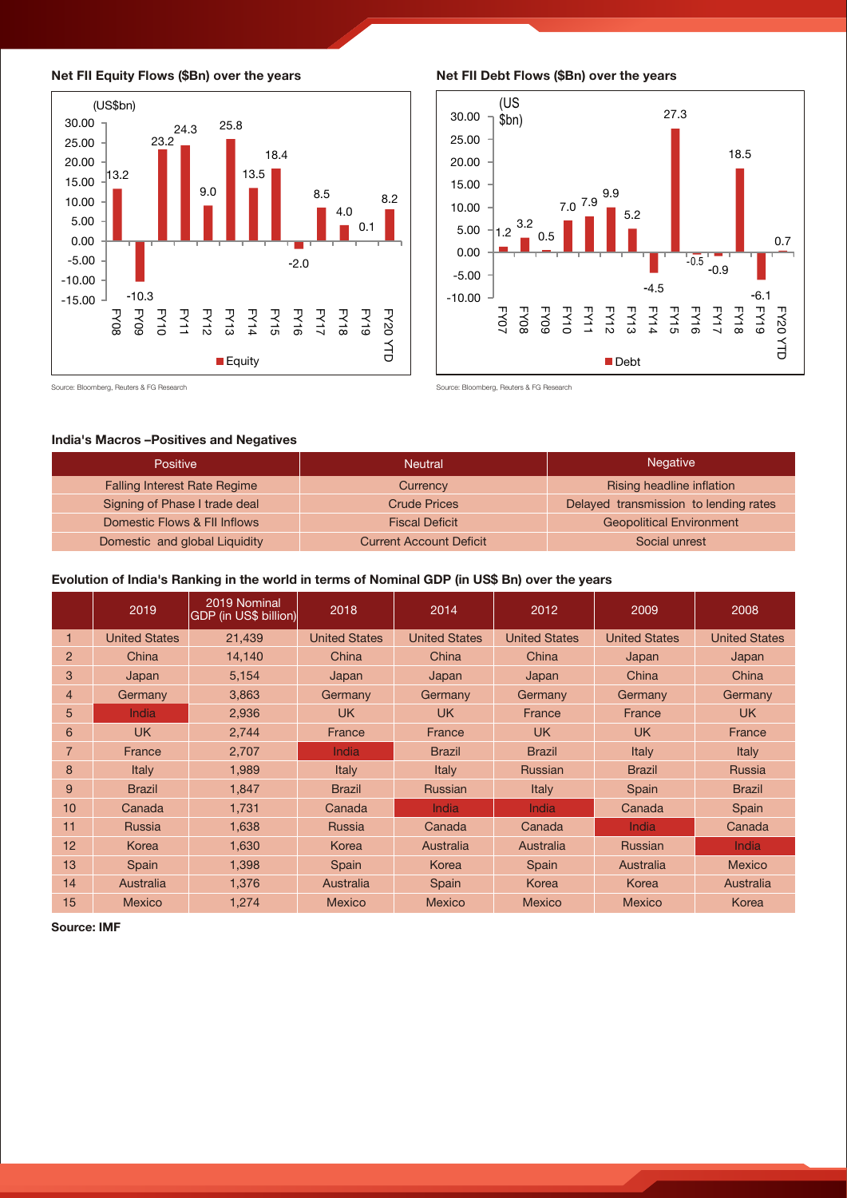**Net FII Equity Flows ($Bn) over the years**

(US$bn)

| Year | Equity |
|---|---|
| FY08 | 13.2 |
| FY09 | -10.3 |
| FY10 | 23.2 |
| FY11 | 24.3 |
| FY12 | 9.0 |
| FY13 | 25.8 |
| FY14 | 13.5 |
| FY15 | 18.4 |
| FY16 | -2.0 |
| FY17 | 8.5 |
| FY18 | 4.0 |
| FY19 | 0.1 |
| FY20 YTD | 8.2 |

Source: Bloomberg, Reuters & FG Research

**Net FII Debt Flows ($Bn) over the years**

(US $bn)

| Year | Debt |
|---|---|
| FY07 | 1.2 |
| FY08 | 3.2 |
| FY09 | 0.5 |
| FY10 | 7.0 |
| FY11 | 7.9 |
| FY12 | 9.9 |
| FY13 | 5.2 |
| FY14 | -4.5 |
| FY15 | 27.3 |
| FY16 | -0.5 |
| FY17 | -0.9 |
| FY18 | 18.5 |
| FY19 | -6.1 |
| FY20 YTD | 0.7 |

Source: Bloomberg, Reuters & FG Research

**India's Macros –Positives and Negatives**

| Positive | Neutral | Negative |
|---|---|---|
| Falling Interest Rate Regime | Currency | Rising headline inflation |
| Signing of Phase I trade deal | Crude Prices | Delayed transmission to lending rates |
| Domestic Flows & FII Inflows | Fiscal Deficit | Geopolitical Environment |
| Domestic and global Liquidity | Current Account Deficit | Social unrest |

**Evolution of India's Ranking in the world in terms of Nominal GDP (in US$ Bn) over the years**

| | 2019 | 2019 Nominal GDP (in US$ billion) | 2018 | 2014 | 2012 | 2009 | 2008 |
|---|---|---|---|---|---|---|---|
| 1 | United States | 21,439 | United States | United States | United States | United States | United States |
| 2 | China | 14,140 | China | China | China | Japan | Japan |
| 3 | Japan | 5,154 | Japan | Japan | Japan | China | China |
| 4 | Germany | 3,863 | Germany | Germany | Germany | Germany | Germany |
| 5 | India | 2,936 | UK | UK | France | France | UK |
| 6 | UK | 2,744 | France | France | UK | UK | France |
| 7 | France | 2,707 | India | Brazil | Brazil | Italy | Italy |
| 8 | Italy | 1,989 | Italy | Italy | Russian | Brazil | Russia |
| 9 | Brazil | 1,847 | Brazil | Russian | Italy | Spain | Brazil |
| 10 | Canada | 1,731 | Canada | India | India | Canada | Spain |
| 11 | Russia | 1,638 | Russia | Canada | Canada | India | Canada |
| 12 | Korea | 1,630 | Korea | Australia | Australia | Russian | India |
| 13 | Spain | 1,398 | Spain | Korea | Spain | Australia | Mexico |
| 14 | Australia | 1,376 | Australia | Spain | Korea | Korea | Australia |
| 15 | Mexico | 1,274 | Mexico | Mexico | Mexico | Mexico | Korea |

**Source: IMF**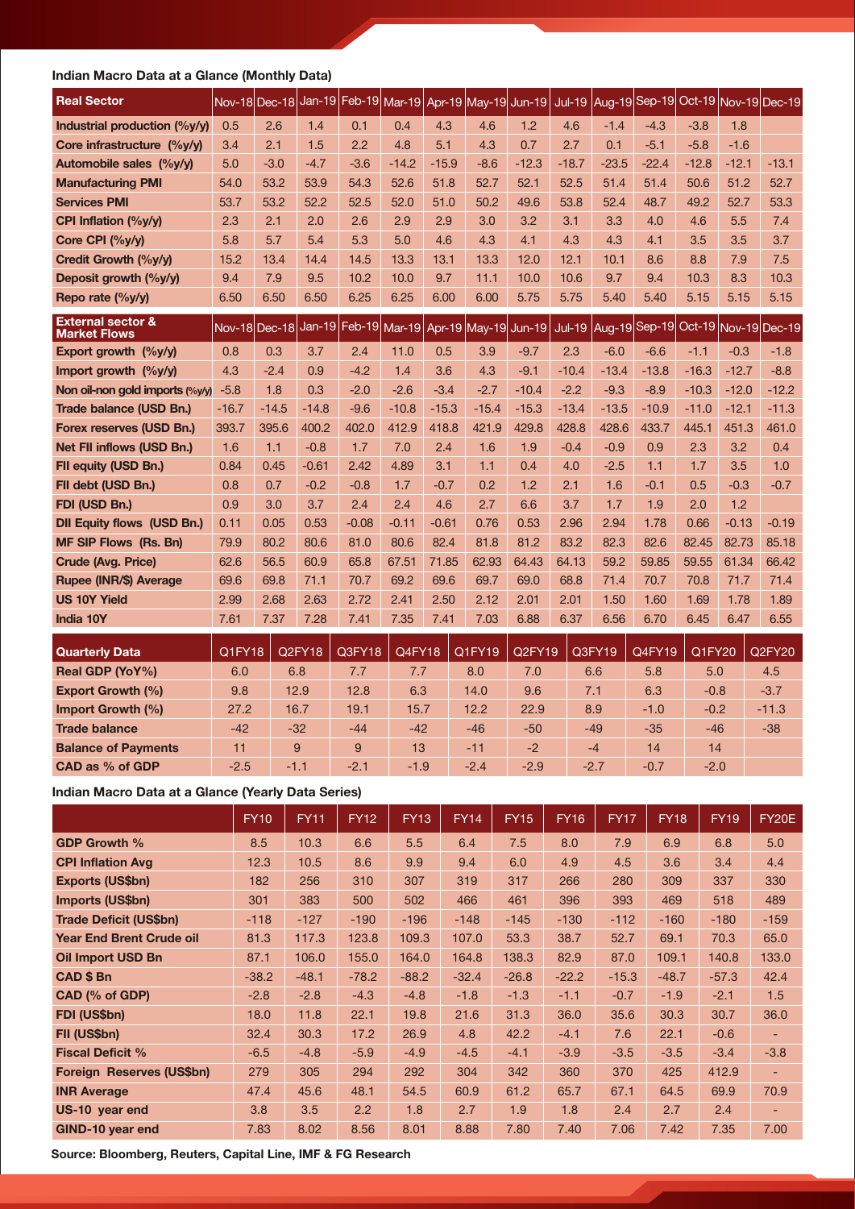**Indian Macro Data at a Glance (Monthly Data)**

| Real Sector | Nov-18 | Dec-18 | Jan-19 | Feb-19 | Mar-19 | Apr-19 | May-19 | Jun-19 | Jul-19 | Aug-19 | Sep-19 | Oct-19 | Nov-19 | Dec-19 |
|---|---|---|---|---|---|---|---|---|---|---|---|---|---|---|
| Industrial production (%y/y) | 0.5 | 2.6 | 1.4 | 0.1 | 0.4 | 4.3 | 4.6 | 1.2 | 4.6 | -1.4 | -4.3 | -3.8 | 1.8 | |
| Core infrastructure (%y/y) | 3.4 | 2.1 | 1.5 | 2.2 | 4.8 | 5.1 | 4.3 | 0.7 | 2.7 | 0.1 | -5.1 | -5.8 | -1.6 | |
| Automobile sales (%y/y) | 5.0 | -3.0 | -4.7 | -3.6 | -14.2 | -15.9 | -8.6 | -12.3 | -18.7 | -23.5 | -22.4 | -12.8 | -12.1 | -13.1 |
| Manufacturing PMI | 54.0 | 53.2 | 53.9 | 54.3 | 52.6 | 51.8 | 52.7 | 52.1 | 52.5 | 51.4 | 51.4 | 50.6 | 51.2 | 52.7 |
| Services PMI | 53.7 | 53.2 | 52.2 | 52.5 | 52.0 | 51.0 | 50.2 | 49.6 | 53.8 | 52.4 | 48.7 | 49.2 | 52.7 | 53.3 |
| CPI Inflation (%y/y) | 2.3 | 2.1 | 2.0 | 2.6 | 2.9 | 2.9 | 3.0 | 3.2 | 3.1 | 3.3 | 4.0 | 4.6 | 5.5 | 7.4 |
| Core CPI (%y/y) | 5.8 | 5.7 | 5.4 | 5.3 | 5.0 | 4.6 | 4.3 | 4.1 | 4.3 | 4.3 | 4.1 | 3.5 | 3.5 | 3.7 |
| Credit Growth (%y/y) | 15.2 | 13.4 | 14.4 | 14.5 | 13.3 | 13.1 | 13.3 | 12.0 | 12.1 | 10.1 | 8.6 | 8.8 | 7.9 | 7.5 |
| Deposit growth (%y/y) | 9.4 | 7.9 | 9.5 | 10.2 | 10.0 | 9.7 | 11.1 | 10.0 | 10.6 | 9.7 | 9.4 | 10.3 | 8.3 | 10.3 |
| Repo rate (%y/y) | 6.50 | 6.50 | 6.50 | 6.25 | 6.25 | 6.00 | 6.00 | 5.75 | 5.75 | 5.40 | 5.40 | 5.15 | 5.15 | 5.15 |

| External sector & Market Flows | Nov-18 | Dec-18 | Jan-19 | Feb-19 | Mar-19 | Apr-19 | May-19 | Jun-19 | Jul-19 | Aug-19 | Sep-19 | Oct-19 | Nov-19 | Dec-19 |
|---|---|---|---|---|---|---|---|---|---|---|---|---|---|---|
| Export growth (%y/y) | 0.8 | 0.3 | 3.7 | 2.4 | 11.0 | 0.5 | 3.9 | -9.7 | 2.3 | -6.0 | -6.6 | -1.1 | -0.3 | -1.8 |
| Import growth (%y/y) | 4.3 | -2.4 | 0.9 | -4.2 | 1.4 | 3.6 | 4.3 | -9.1 | -10.4 | -13.4 | -13.8 | -16.3 | -12.7 | -8.8 |
| Non oil-non gold imports (%y/y) | -5.8 | 1.8 | 0.3 | -2.0 | -2.6 | -3.4 | -2.7 | -10.4 | -2.2 | -9.3 | -8.9 | -10.3 | -12.0 | -12.2 |
| Trade balance (USD Bn.) | -16.7 | -14.5 | -14.8 | -9.6 | -10.8 | -15.3 | -15.4 | -15.3 | -13.4 | -13.5 | -10.9 | -11.0 | -12.1 | -11.3 |
| Forex reserves (USD Bn.) | 393.7 | 395.6 | 400.2 | 402.0 | 412.9 | 418.8 | 421.9 | 429.8 | 428.8 | 428.6 | 433.7 | 445.1 | 451.3 | 461.0 |
| Net FII inflows (USD Bn.) | 1.6 | 1.1 | -0.8 | 1.7 | 7.0 | 2.4 | 1.6 | 1.9 | -0.4 | -0.9 | 0.9 | 2.3 | 3.2 | 0.4 |
| FII equity (USD Bn.) | 0.84 | 0.45 | -0.61 | 2.42 | 4.89 | 3.1 | 1.1 | 0.4 | 4.0 | -2.5 | 1.1 | 1.7 | 3.5 | 1.0 |
| FII debt (USD Bn.) | 0.8 | 0.7 | -0.2 | -0.8 | 1.7 | -0.7 | 0.2 | 1.2 | 2.1 | 1.6 | -0.1 | 0.5 | -0.3 | -0.7 |
| FDI (USD Bn.) | 0.9 | 3.0 | 3.7 | 2.4 | 2.4 | 4.6 | 2.7 | 6.6 | 3.7 | 1.7 | 1.9 | 2.0 | 1.2 | |
| DII Equity flows (USD Bn.) | 0.11 | 0.05 | 0.53 | -0.08 | -0.11 | -0.61 | 0.76 | 0.53 | 2.96 | 2.94 | 1.78 | 0.66 | -0.13 | -0.19 |
| MF SIP Flows (Rs. Bn) | 79.9 | 80.2 | 80.6 | 81.0 | 80.6 | 82.4 | 81.8 | 81.2 | 83.2 | 82.3 | 82.6 | 82.45 | 82.73 | 85.18 |
| Crude (Avg. Price) | 62.6 | 56.5 | 60.9 | 65.8 | 67.51 | 71.85 | 62.93 | 64.43 | 64.13 | 59.2 | 59.85 | 59.55 | 61.34 | 66.42 |
| Rupee (INR/$) Average | 69.6 | 69.8 | 71.1 | 70.7 | 69.2 | 69.6 | 69.7 | 69.0 | 68.8 | 71.4 | 70.7 | 70.8 | 71.7 | 71.4 |
| US 10Y Yield | 2.99 | 2.68 | 2.63 | 2.72 | 2.41 | 2.50 | 2.12 | 2.01 | 2.01 | 1.50 | 1.60 | 1.69 | 1.78 | 1.89 |
| India 10Y | 7.61 | 7.37 | 7.28 | 7.41 | 7.35 | 7.41 | 7.03 | 6.88 | 6.37 | 6.56 | 6.70 | 6.45 | 6.47 | 6.55 |

| Quarterly Data | Q1FY18 | Q2FY18 | Q3FY18 | Q4FY18 | Q1FY19 | Q2FY19 | Q3FY19 | Q4FY19 | Q1FY20 | Q2FY20 |
|---|---|---|---|---|---|---|---|---|---|---|
| Real GDP (YoY%) | 6.0 | 6.8 | 7.7 | 7.7 | 8.0 | 7.0 | 6.6 | 5.8 | 5.0 | 4.5 |
| Export Growth (%) | 9.8 | 12.9 | 12.8 | 6.3 | 14.0 | 9.6 | 7.1 | 6.3 | -0.8 | -3.7 |
| Import Growth (%) | 27.2 | 16.7 | 19.1 | 15.7 | 12.2 | 22.9 | 8.9 | -1.0 | -0.2 | -11.3 |
| Trade balance | -42 | -32 | -44 | -42 | -46 | -50 | -49 | -35 | -46 | -38 |
| Balance of Payments | 11 | 9 | 9 | 13 | -11 | -2 | -4 | 14 | 14 | |
| CAD as % of GDP | -2.5 | -1.1 | -2.1 | -1.9 | -2.4 | -2.9 | -2.7 | -0.7 | -2.0 | |

**Indian Macro Data at a Glance (Yearly Data Series)**

| | FY10 | FY11 | FY12 | FY13 | FY14 | FY15 | FY16 | FY17 | FY18 | FY19 | FY20E |
|---|---|---|---|---|---|---|---|---|---|---|---|
| GDP Growth % | 8.5 | 10.3 | 6.6 | 5.5 | 6.4 | 7.5 | 8.0 | 7.9 | 6.9 | 6.8 | 5.0 |
| CPI Inflation Avg | 12.3 | 10.5 | 8.6 | 9.9 | 9.4 | 6.0 | 4.9 | 4.5 | 3.6 | 3.4 | 4.4 |
| Exports (US$bn) | 182 | 256 | 310 | 307 | 319 | 317 | 266 | 280 | 309 | 337 | 330 |
| Imports (US$bn) | 301 | 383 | 500 | 502 | 466 | 461 | 396 | 393 | 469 | 518 | 489 |
| Trade Deficit (US$bn) | -118 | -127 | -190 | -196 | -148 | -145 | -130 | -112 | -160 | -180 | -159 |
| Year End Brent Crude oil | 81.3 | 117.3 | 123.8 | 109.3 | 107.0 | 53.3 | 38.7 | 52.7 | 69.1 | 70.3 | 65.0 |
| Oil Import USD Bn | 87.1 | 106.0 | 155.0 | 164.0 | 164.8 | 138.3 | 82.9 | 87.0 | 109.1 | 140.8 | 133.0 |
| CAD $ Bn | -38.2 | -48.1 | -78.2 | -88.2 | -32.4 | -26.8 | -22.2 | -15.3 | -48.7 | -57.3 | 42.4 |
| CAD (% of GDP) | -2.8 | -2.8 | -4.3 | -4.8 | -1.8 | -1.3 | -1.1 | -0.7 | -1.9 | -2.1 | 1.5 |
| FDI (US$bn) | 18.0 | 11.8 | 22.1 | 19.8 | 21.6 | 31.3 | 36.0 | 35.6 | 30.3 | 30.7 | 36.0 |
| FII (US$bn) | 32.4 | 30.3 | 17.2 | 26.9 | 4.8 | 42.2 | -4.1 | 7.6 | 22.1 | -0.6 | - |
| Fiscal Deficit % | -6.5 | -4.8 | -5.9 | -4.9 | -4.5 | -4.1 | -3.9 | -3.5 | -3.5 | -3.4 | -3.8 |
| Foreign Reserves (US$bn) | 279 | 305 | 294 | 292 | 304 | 342 | 360 | 370 | 425 | 412.9 | - |
| INR Average | 47.4 | 45.6 | 48.1 | 54.5 | 60.9 | 61.2 | 65.7 | 67.1 | 64.5 | 69.9 | 70.9 |
| US-10 year end | 3.8 | 3.5 | 2.2 | 1.8 | 2.7 | 1.9 | 1.8 | 2.4 | 2.7 | 2.4 | - |
| GIND-10 year end | 7.83 | 8.02 | 8.56 | 8.01 | 8.88 | 7.80 | 7.40 | 7.06 | 7.42 | 7.35 | 7.00 |

**Source: Bloomberg, Reuters, Capital Line, IMF & FG Research**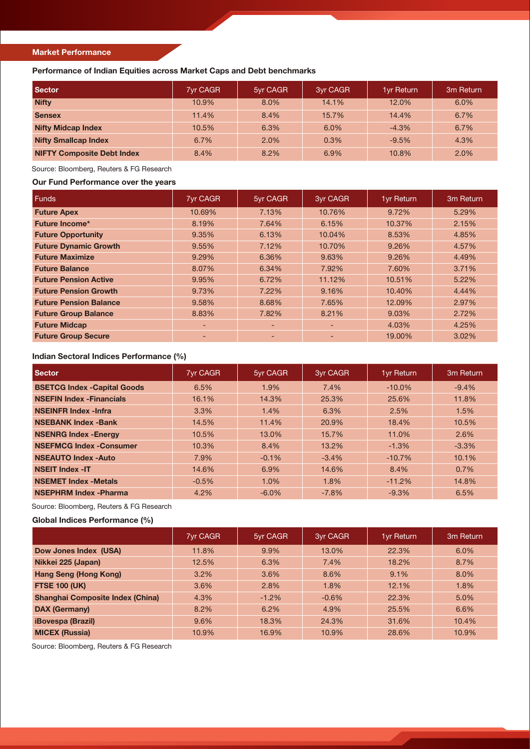## Market Performance

### Performance of Indian Equities across Market Caps and Debt benchmarks

| Sector | 7yr CAGR | 5yr CAGR | 3yr CAGR | 1yr Return | 3m Return |
|---|---|---|---|---|---|
| **Nifty** | 10.9% | 8.0% | 14.1% | 12.0% | 6.0% |
| **Sensex** | 11.4% | 8.4% | 15.7% | 14.4% | 6.7% |
| **Nifty Midcap Index** | 10.5% | 6.3% | 6.0% | -4.3% | 6.7% |
| **Nifty Smallcap Index** | 6.7% | 2.0% | 0.3% | -9.5% | 4.3% |
| **NIFTY Composite Debt Index** | 8.4% | 8.2% | 6.9% | 10.8% | 2.0% |

Source: Bloomberg, Reuters & FG Research

### Our Fund Performance over the years

| Funds | 7yr CAGR | 5yr CAGR | 3yr CAGR | 1yr Return | 3m Return |
|---|---|---|---|---|---|
| **Future Apex** | 10.69% | 7.13% | 10.76% | 9.72% | 5.29% |
| **Future Income*** | 8.19% | 7.64% | 6.15% | 10.37% | 2.15% |
| **Future Opportunity** | 9.35% | 6.13% | 10.04% | 8.53% | 4.85% |
| **Future Dynamic Growth** | 9.55% | 7.12% | 10.70% | 9.26% | 4.57% |
| **Future Maximize** | 9.29% | 6.36% | 9.63% | 9.26% | 4.49% |
| **Future Balance** | 8.07% | 6.34% | 7.92% | 7.60% | 3.71% |
| **Future Pension Active** | 9.95% | 6.72% | 11.12% | 10.51% | 5.22% |
| **Future Pension Growth** | 9.73% | 7.22% | 9.16% | 10.40% | 4.44% |
| **Future Pension Balance** | 9.58% | 8.68% | 7.65% | 12.09% | 2.97% |
| **Future Group Balance** | 8.83% | 7.82% | 8.21% | 9.03% | 2.72% |
| **Future Midcap** | - | - | - | 4.03% | 4.25% |
| **Future Group Secure** | - | - | - | 19.00% | 3.02% |

### Indian Sectoral Indices Performance (%)

| Sector | 7yr CAGR | 5yr CAGR | 3yr CAGR | 1yr Return | 3m Return |
|---|---|---|---|---|---|
| **BSETCG Index -Capital Goods** | 6.5% | 1.9% | 7.4% | -10.0% | -9.4% |
| **NSEFIN Index -Financials** | 16.1% | 14.3% | 25.3% | 25.6% | 11.8% |
| **NSEINFR Index -Infra** | 3.3% | 1.4% | 6.3% | 2.5% | 1.5% |
| **NSEBANK Index -Bank** | 14.5% | 11.4% | 20.9% | 18.4% | 10.5% |
| **NSENRG Index -Energy** | 10.5% | 13.0% | 15.7% | 11.0% | 2.6% |
| **NSEFMCG Index -Consumer** | 10.3% | 8.4% | 13.2% | -1.3% | -3.3% |
| **NSEAUTO Index -Auto** | 7.9% | -0.1% | -3.4% | -10.7% | 10.1% |
| **NSEIT Index -IT** | 14.6% | 6.9% | 14.6% | 8.4% | 0.7% |
| **NSEMET Index -Metals** | -0.5% | 1.0% | 1.8% | -11.2% | 14.8% |
| **NSEPHRM Index -Pharma** | 4.2% | -6.0% | -7.8% | -9.3% | 6.5% |

Source: Bloomberg, Reuters & FG Research

### Global Indices Performance (%)

| | 7yr CAGR | 5yr CAGR | 3yr CAGR | 1yr Return | 3m Return |
|---|---|---|---|---|---|
| **Dow Jones Index (USA)** | 11.8% | 9.9% | 13.0% | 22.3% | 6.0% |
| **Nikkei 225 (Japan)** | 12.5% | 6.3% | 7.4% | 18.2% | 8.7% |
| **Hang Seng (Hong Kong)** | 3.2% | 3.6% | 8.6% | 9.1% | 8.0% |
| **FTSE 100 (UK)** | 3.6% | 2.8% | 1.8% | 12.1% | 1.8% |
| **Shanghai Composite Index (China)** | 4.3% | -1.2% | -0.6% | 22.3% | 5.0% |
| **DAX (Germany)** | 8.2% | 6.2% | 4.9% | 25.5% | 6.6% |
| **iBovespa (Brazil)** | 9.6% | 18.3% | 24.3% | 31.6% | 10.4% |
| **MICEX (Russia)** | 10.9% | 16.9% | 10.9% | 28.6% | 10.9% |

Source: Bloomberg, Reuters & FG Research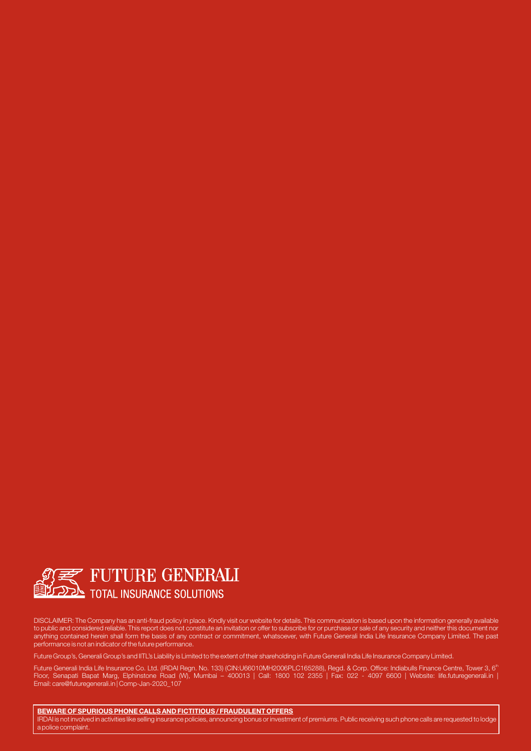FUTURE GENERALI
TOTAL INSURANCE SOLUTIONS

DISCLAIMER: The Company has an anti-fraud policy in place. Kindly visit our website for details. This communication is based upon the information generally available to public and considered reliable. This report does not constitute an invitation or offer to subscribe for or purchase or sale of any security and neither this document nor anything contained herein shall form the basis of any contract or commitment, whatsoever, with Future Generali India Life Insurance Company Limited. The past performance is not an indicator of the future performance.

Future Group's, Generali Group's and IITL's Liability is Limited to the extent of their shareholding in Future Generali India Life Insurance Company Limited.

Future Generali India Life Insurance Co. Ltd. (IRDAI Regn. No. 133) (CIN:U66010MH2006PLC165288), Regd. & Corp. Office: Indiabulls Finance Centre, Tower 3, 6th Floor, Senapati Bapat Marg, Elphinstone Road (W), Mumbai – 400013 | Call: 1800 102 2355 | Fax: 022 - 4097 6600 | Website: life.futuregenerali.in | Email: care@futuregenerali.in | Comp-Jan-2020_107

**BEWARE OF SPURIOUS PHONE CALLS AND FICTITIOUS / FRAUDULENT OFFERS**

IRDAI is not involved in activities like selling insurance policies, announcing bonus or investment of premiums. Public receiving such phone calls are requested to lodge a police complaint.